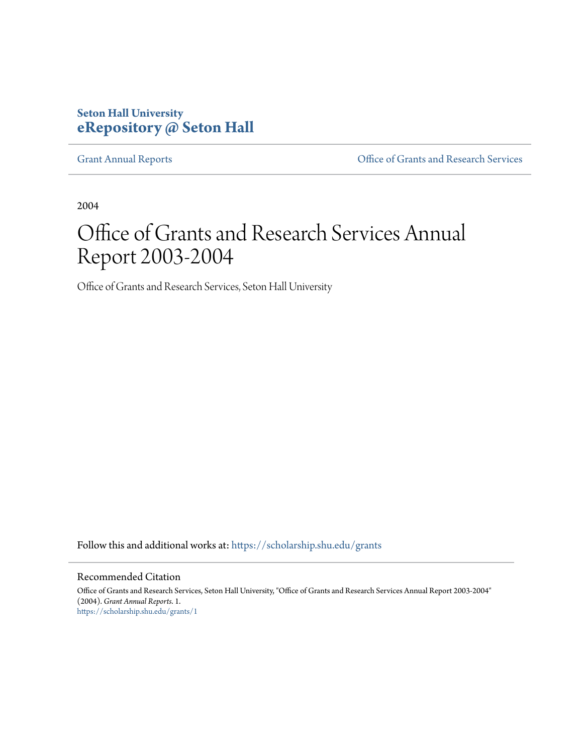**Seton Hall University**
**eRepository @ Seton Hall**

Grant Annual Reports | Office of Grants and Research Services

2004

# Office of Grants and Research Services Annual Report 2003-2004

Office of Grants and Research Services, Seton Hall University

Follow this and additional works at: https://scholarship.shu.edu/grants

## Recommended Citation

Office of Grants and Research Services, Seton Hall University, "Office of Grants and Research Services Annual Report 2003-2004" (2004). *Grant Annual Reports*. 1.
https://scholarship.shu.edu/grants/1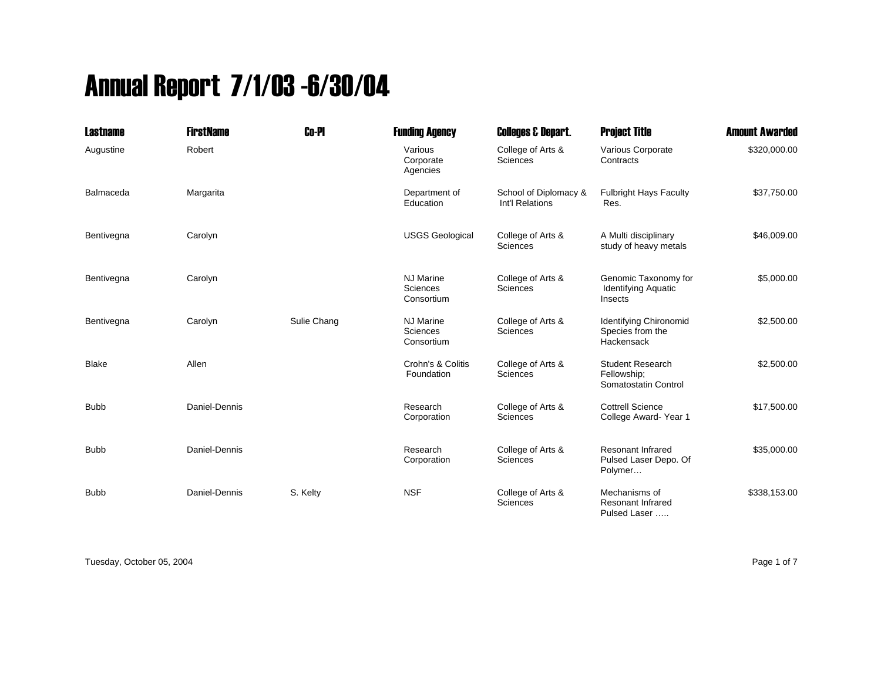# Annual Report 7/1/03 -6/30/04

| Lastname | FirstName | Co-PI | Funding Agency | Colleges & Depart. | Project Title | Amount Awarded |
|---|---|---|---|---|---|---|
| Augustine | Robert | | Various Corporate Agencies | College of Arts & Sciences | Various Corporate Contracts | $320,000.00 |
| Balmaceda | Margarita | | Department of Education | School of Diplomacy & Int'l Relations | Fulbright Hays Faculty Res. | $37,750.00 |
| Bentivegna | Carolyn | | USGS Geological | College of Arts & Sciences | A Multi disciplinary study of heavy metals | $46,009.00 |
| Bentivegna | Carolyn | | NJ Marine Sciences Consortium | College of Arts & Sciences | Genomic Taxonomy for Identifying Aquatic Insects | $5,000.00 |
| Bentivegna | Carolyn | Sulie Chang | NJ Marine Sciences Consortium | College of Arts & Sciences | Identifying Chironomid Species from the Hackensack | $2,500.00 |
| Blake | Allen | | Crohn's & Colitis Foundation | College of Arts & Sciences | Student Research Fellowship; Somatostatin Control | $2,500.00 |
| Bubb | Daniel-Dennis | | Research Corporation | College of Arts & Sciences | Cottrell Science College Award- Year 1 | $17,500.00 |
| Bubb | Daniel-Dennis | | Research Corporation | College of Arts & Sciences | Resonant Infrared Pulsed Laser Depo. Of Polymer… | $35,000.00 |
| Bubb | Daniel-Dennis | S. Kelty | NSF | College of Arts & Sciences | Mechanisms of Resonant Infrared Pulsed Laser ….. | $338,153.00 |

Tuesday, October 05, 2004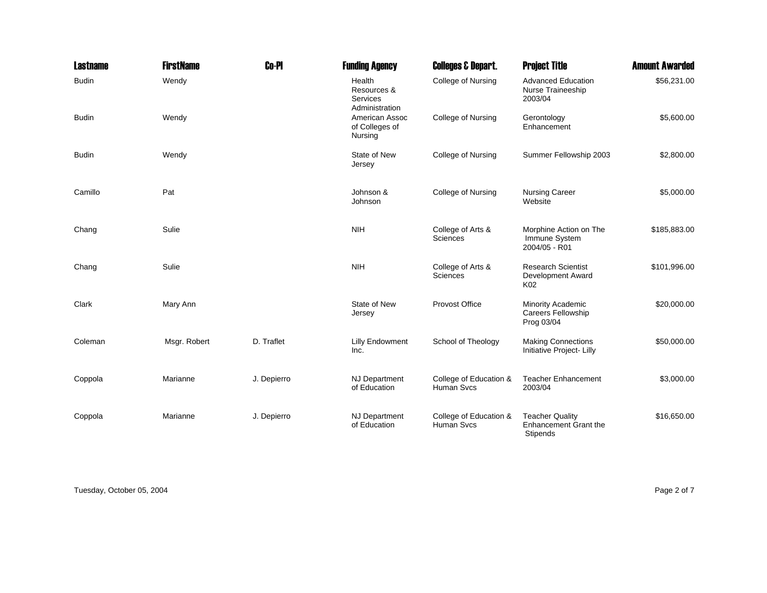| Lastname | FirstName | Co-PI | Funding Agency | Colleges & Depart. | Project Title | Amount Awarded |
|---|---|---|---|---|---|---|
| Budin | Wendy | | Health Resources & Services Administration | College of Nursing | Advanced Education Nurse Traineeship 2003/04 | $56,231.00 |
| Budin | Wendy | | American Assoc of Colleges of Nursing | College of Nursing | Gerontology Enhancement | $5,600.00 |
| Budin | Wendy | | State of New Jersey | College of Nursing | Summer Fellowship 2003 | $2,800.00 |
| Camillo | Pat | | Johnson & Johnson | College of Nursing | Nursing Career Website | $5,000.00 |
| Chang | Sulie | | NIH | College of Arts & Sciences | Morphine Action on The Immune System 2004/05 - R01 | $185,883.00 |
| Chang | Sulie | | NIH | College of Arts & Sciences | Research Scientist Development Award K02 | $101,996.00 |
| Clark | Mary Ann | | State of New Jersey | Provost Office | Minority Academic Careers Fellowship Prog 03/04 | $20,000.00 |
| Coleman | Msgr. Robert | D. Traflet | Lilly Endowment Inc. | School of Theology | Making Connections Initiative Project- Lilly | $50,000.00 |
| Coppola | Marianne | J. Depierro | NJ Department of Education | College of Education & Human Svcs | Teacher Enhancement 2003/04 | $3,000.00 |
| Coppola | Marianne | J. Depierro | NJ Department of Education | College of Education & Human Svcs | Teacher Quality Enhancement Grant the Stipends | $16,650.00 |

Tuesday, October 05, 2004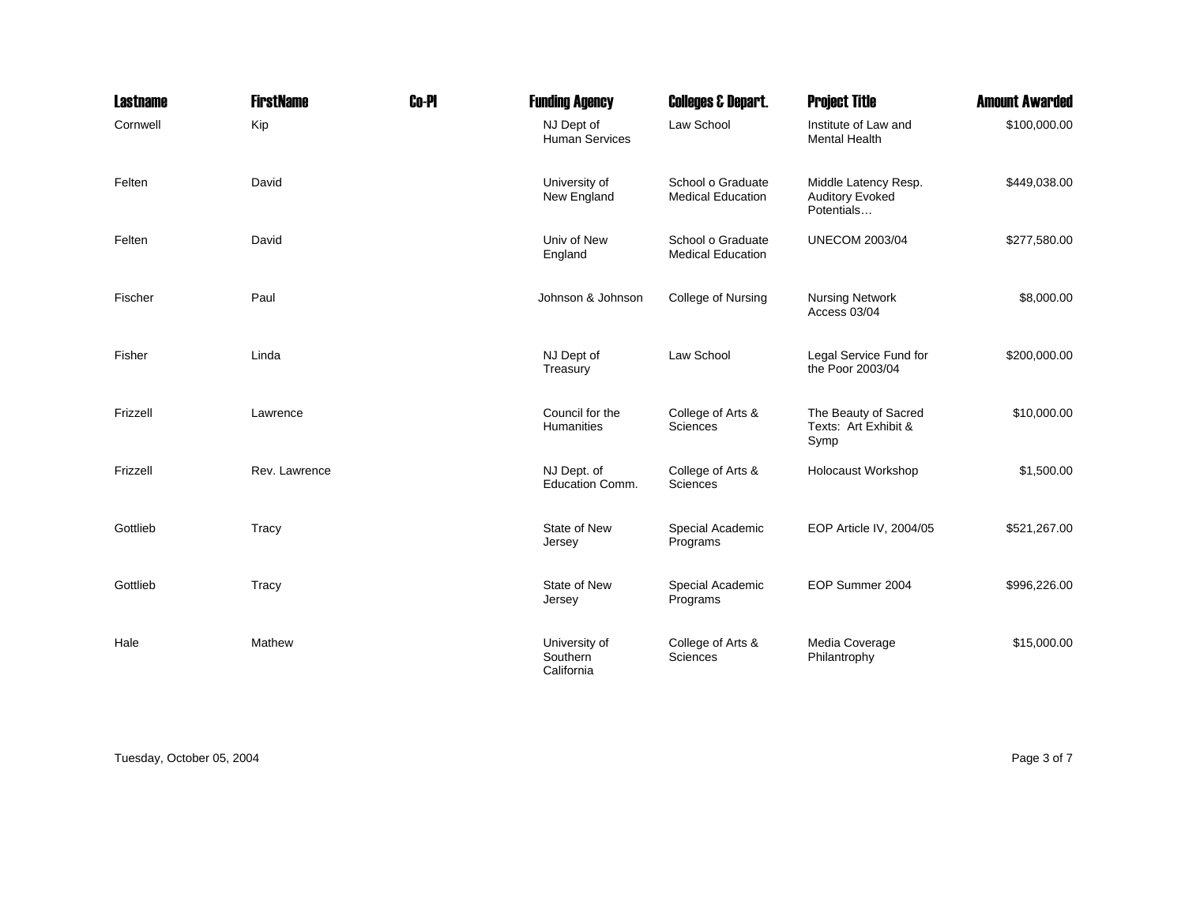| Lastname | FirstName | Co-PI | Funding Agency | Colleges & Depart. | Project Title | Amount Awarded |
|---|---|---|---|---|---|---|
| Cornwell | Kip | | NJ Dept of Human Services | Law School | Institute of Law and Mental Health | $100,000.00 |
| Felten | David | | University of New England | School o Graduate Medical Education | Middle Latency Resp. Auditory Evoked Potentials… | $449,038.00 |
| Felten | David | | Univ of New England | School o Graduate Medical Education | UNECOM 2003/04 | $277,580.00 |
| Fischer | Paul | | Johnson & Johnson | College of Nursing | Nursing Network Access 03/04 | $8,000.00 |
| Fisher | Linda | | NJ Dept of Treasury | Law School | Legal Service Fund for the Poor 2003/04 | $200,000.00 |
| Frizzell | Lawrence | | Council for the Humanities | College of Arts & Sciences | The Beauty of Sacred Texts: Art Exhibit & Symp | $10,000.00 |
| Frizzell | Rev. Lawrence | | NJ Dept. of Education Comm. | College of Arts & Sciences | Holocaust Workshop | $1,500.00 |
| Gottlieb | Tracy | | State of New Jersey | Special Academic Programs | EOP Article IV, 2004/05 | $521,267.00 |
| Gottlieb | Tracy | | State of New Jersey | Special Academic Programs | EOP Summer 2004 | $996,226.00 |
| Hale | Mathew | | University of Southern California | College of Arts & Sciences | Media Coverage Philantrophy | $15,000.00 |

Tuesday, October 05, 2004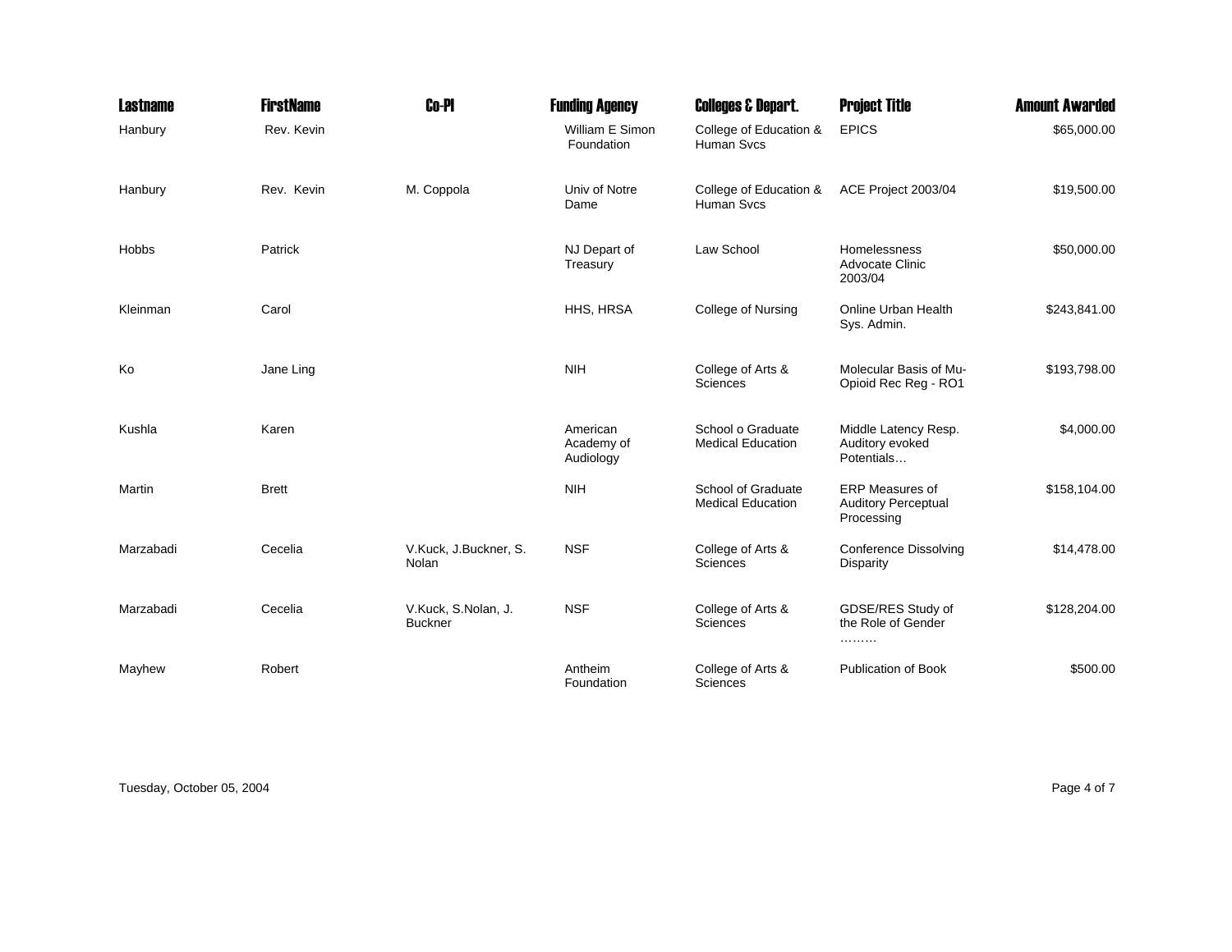| Lastname | FirstName | Co-PI | Funding Agency | Colleges & Depart. | Project Title | Amount Awarded |
|---|---|---|---|---|---|---|
| Hanbury | Rev. Kevin | | William E Simon Foundation | College of Education & Human Svcs | EPICS | $65,000.00 |
| Hanbury | Rev. Kevin | M. Coppola | Univ of Notre Dame | College of Education & Human Svcs | ACE Project 2003/04 | $19,500.00 |
| Hobbs | Patrick | | NJ Depart of Treasury | Law School | Homelessness Advocate Clinic 2003/04 | $50,000.00 |
| Kleinman | Carol | | HHS, HRSA | College of Nursing | Online Urban Health Sys. Admin. | $243,841.00 |
| Ko | Jane Ling | | NIH | College of Arts & Sciences | Molecular Basis of Mu-Opioid Rec Reg - RO1 | $193,798.00 |
| Kushla | Karen | | American Academy of Audiology | School o Graduate Medical Education | Middle Latency Resp. Auditory evoked Potentials… | $4,000.00 |
| Martin | Brett | | NIH | School of Graduate Medical Education | ERP Measures of Auditory Perceptual Processing | $158,104.00 |
| Marzabadi | Cecelia | V.Kuck, J.Buckner, S. Nolan | NSF | College of Arts & Sciences | Conference Dissolving Disparity | $14,478.00 |
| Marzabadi | Cecelia | V.Kuck, S.Nolan, J. Buckner | NSF | College of Arts & Sciences | GDSE/RES Study of the Role of Gender ……… | $128,204.00 |
| Mayhew | Robert | | Antheim Foundation | College of Arts & Sciences | Publication of Book | $500.00 |

Tuesday, October 05, 2004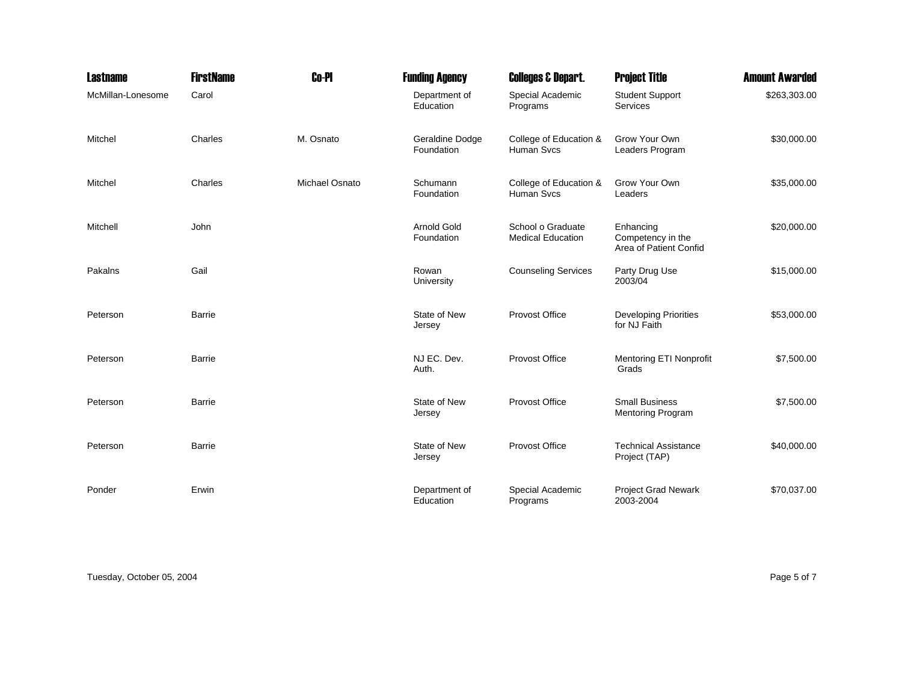| Lastname | FirstName | Co-PI | Funding Agency | Colleges & Depart. | Project Title | Amount Awarded |
|---|---|---|---|---|---|---|
| McMillan-Lonesome | Carol | | Department of Education | Special Academic Programs | Student Support Services | $263,303.00 |
| Mitchel | Charles | M. Osnato | Geraldine Dodge Foundation | College of Education & Human Svcs | Grow Your Own Leaders Program | $30,000.00 |
| Mitchel | Charles | Michael Osnato | Schumann Foundation | College of Education & Human Svcs | Grow Your Own Leaders | $35,000.00 |
| Mitchell | John | | Arnold Gold Foundation | School o Graduate Medical Education | Enhancing Competency in the Area of Patient Confid | $20,000.00 |
| Pakalns | Gail | | Rowan University | Counseling Services | Party Drug Use 2003/04 | $15,000.00 |
| Peterson | Barrie | | State of New Jersey | Provost Office | Developing Priorities for NJ Faith | $53,000.00 |
| Peterson | Barrie | | NJ EC. Dev. Auth. | Provost Office | Mentoring ETI Nonprofit Grads | $7,500.00 |
| Peterson | Barrie | | State of New Jersey | Provost Office | Small Business Mentoring Program | $7,500.00 |
| Peterson | Barrie | | State of New Jersey | Provost Office | Technical Assistance Project (TAP) | $40,000.00 |
| Ponder | Erwin | | Department of Education | Special Academic Programs | Project Grad Newark 2003-2004 | $70,037.00 |

Tuesday, October 05, 2004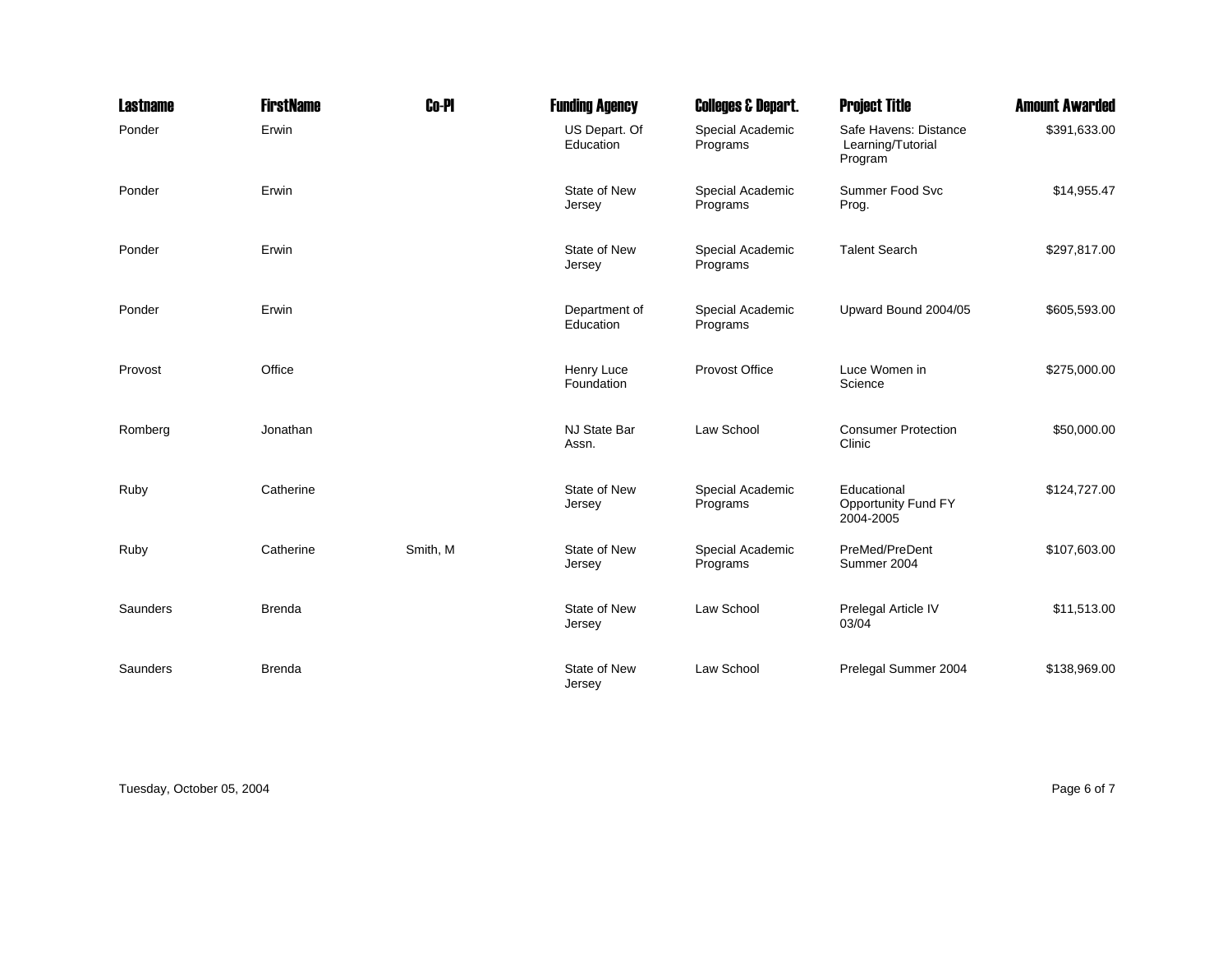| Lastname | FirstName | Co-PI | Funding Agency | Colleges & Depart. | Project Title | Amount Awarded |
|---|---|---|---|---|---|---|
| Ponder | Erwin | | US Depart. Of Education | Special Academic Programs | Safe Havens: Distance Learning/Tutorial Program | $391,633.00 |
| Ponder | Erwin | | State of New Jersey | Special Academic Programs | Summer Food Svc Prog. | $14,955.47 |
| Ponder | Erwin | | State of New Jersey | Special Academic Programs | Talent Search | $297,817.00 |
| Ponder | Erwin | | Department of Education | Special Academic Programs | Upward Bound 2004/05 | $605,593.00 |
| Provost | Office | | Henry Luce Foundation | Provost Office | Luce Women in Science | $275,000.00 |
| Romberg | Jonathan | | NJ State Bar Assn. | Law School | Consumer Protection Clinic | $50,000.00 |
| Ruby | Catherine | | State of New Jersey | Special Academic Programs | Educational Opportunity Fund FY 2004-2005 | $124,727.00 |
| Ruby | Catherine | Smith, M | State of New Jersey | Special Academic Programs | PreMed/PreDent Summer 2004 | $107,603.00 |
| Saunders | Brenda | | State of New Jersey | Law School | Prelegal Article IV 03/04 | $11,513.00 |
| Saunders | Brenda | | State of New Jersey | Law School | Prelegal Summer 2004 | $138,969.00 |

Tuesday, October 05, 2004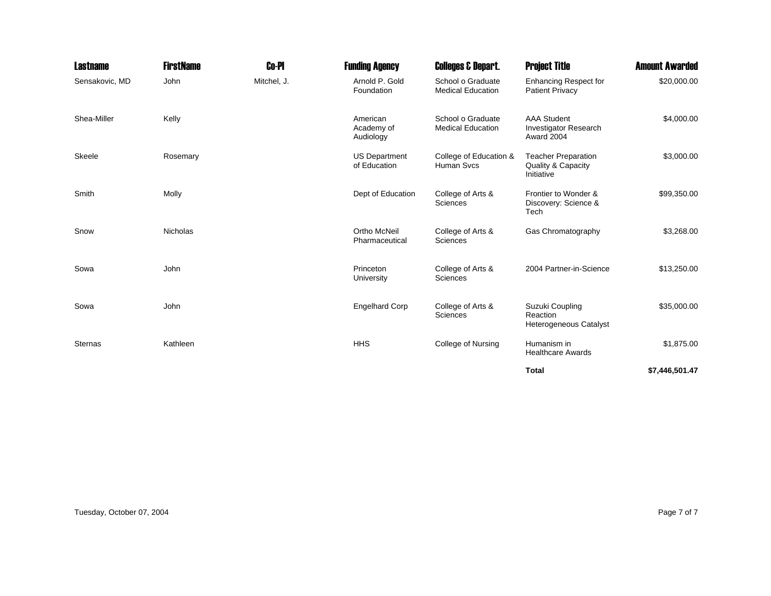| Lastname | FirstName | Co-PI | Funding Agency | Colleges & Depart. | Project Title | Amount Awarded |
| --- | --- | --- | --- | --- | --- | --- |
| Sensakovic, MD | John | Mitchel, J. | Arnold P. Gold Foundation | School o Graduate Medical Education | Enhancing Respect for Patient Privacy | $20,000.00 |
| Shea-Miller | Kelly | | American Academy of Audiology | School o Graduate Medical Education | AAA Student Investigator Research Award 2004 | $4,000.00 |
| Skeele | Rosemary | | US Department of Education | College of Education & Human Svcs | Teacher Preparation Quality & Capacity Initiative | $3,000.00 |
| Smith | Molly | | Dept of Education | College of Arts & Sciences | Frontier to Wonder & Discovery: Science & Tech | $99,350.00 |
| Snow | Nicholas | | Ortho McNeil Pharmaceutical | College of Arts & Sciences | Gas Chromatography | $3,268.00 |
| Sowa | John | | Princeton University | College of Arts & Sciences | 2004 Partner-in-Science | $13,250.00 |
| Sowa | John | | Engelhard Corp | College of Arts & Sciences | Suzuki Coupling Reaction Heterogeneous Catalyst | $35,000.00 |
| Sternas | Kathleen | | HHS | College of Nursing | Humanism in Healthcare Awards | $1,875.00 |
| | | | | | **Total** | **$7,446,501.47** |

Tuesday, October 07, 2004